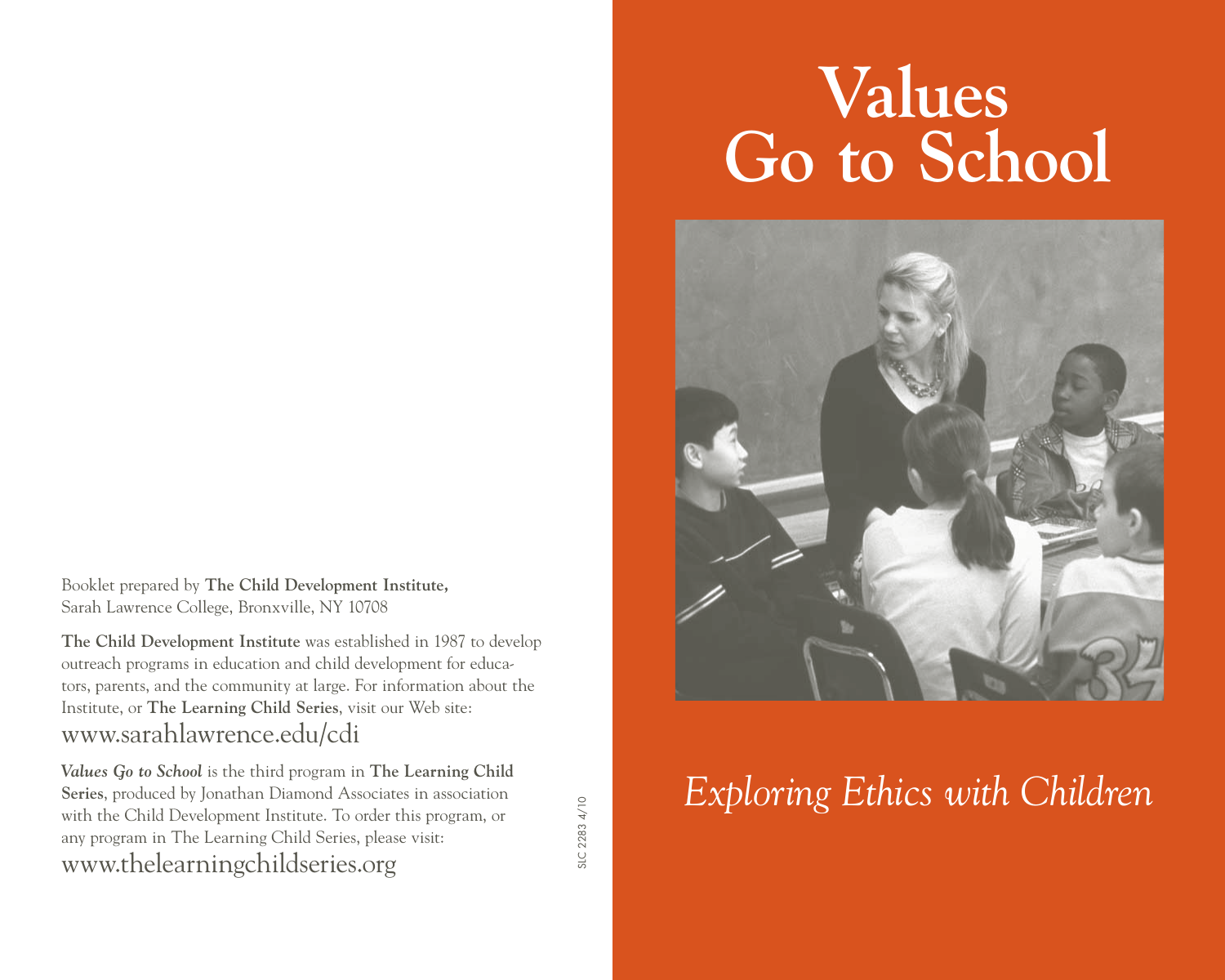# Values Go to School

*Exploring Ethics with Children*

Booklet prepared by **The Child Development Institute,**
Sarah Lawrence College, Bronxville, NY 10708

**The Child Development Institute** was established in 1987 to develop outreach programs in education and child development for educators, parents, and the community at large. For information about the Institute, or **The Learning Child Series**, visit our Web site:
www.sarahlawrence.edu/cdi

***Values Go to School*** is the third program in **The Learning Child Series**, produced by Jonathan Diamond Associates in association with the Child Development Institute. To order this program, or any program in The Learning Child Series, please visit:
www.thelearningchildseries.org

SLC 2283 4/10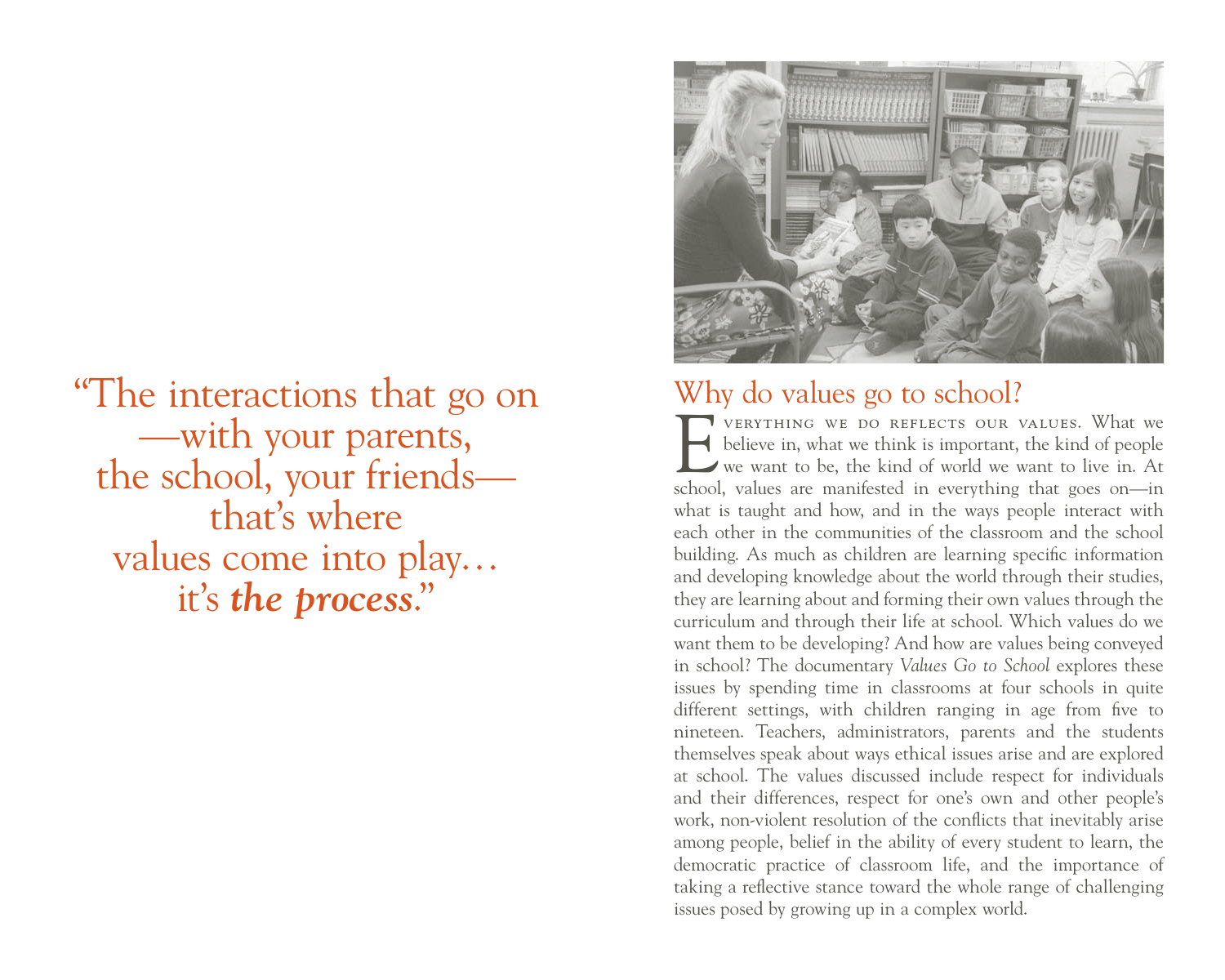> "The interactions that go on —with your parents, the school, your friends— that's where values come into play… it's ***the process***."

## Why do values go to school?

Everything we do reflects our values. What we believe in, what we think is important, the kind of people we want to be, the kind of world we want to live in. At school, values are manifested in everything that goes on—in what is taught and how, and in the ways people interact with each other in the communities of the classroom and the school building. As much as children are learning specific information and developing knowledge about the world through their studies, they are learning about and forming their own values through the curriculum and through their life at school. Which values do we want them to be developing? And how are values being conveyed in school? The documentary *Values Go to School* explores these issues by spending time in classrooms at four schools in quite different settings, with children ranging in age from five to nineteen. Teachers, administrators, parents and the students themselves speak about ways ethical issues arise and are explored at school. The values discussed include respect for individuals and their differences, respect for one's own and other people's work, non-violent resolution of the conflicts that inevitably arise among people, belief in the ability of every student to learn, the democratic practice of classroom life, and the importance of taking a reflective stance toward the whole range of challenging issues posed by growing up in a complex world.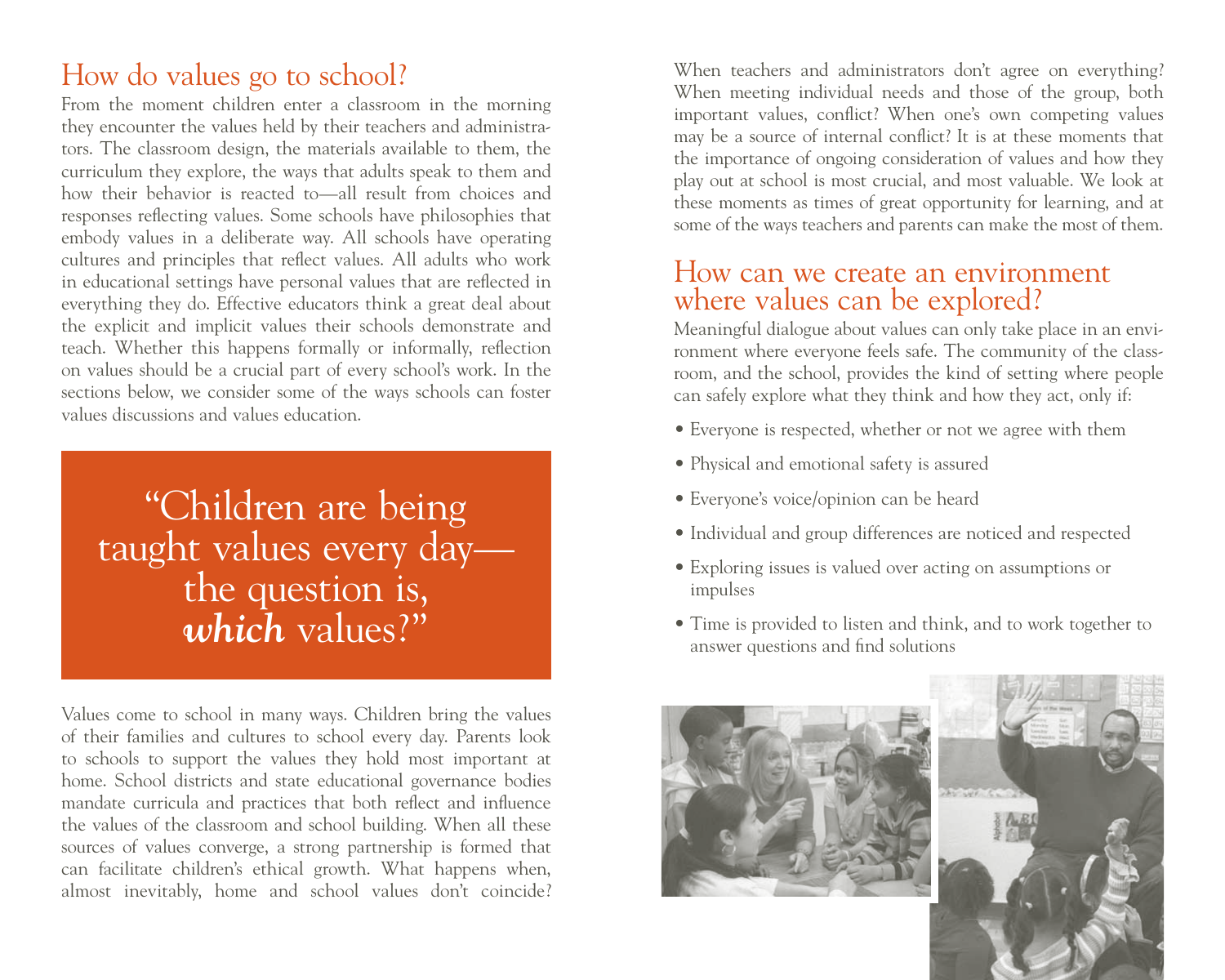## How do values go to school?

From the moment children enter a classroom in the morning they encounter the values held by their teachers and administrators. The classroom design, the materials available to them, the curriculum they explore, the ways that adults speak to them and how their behavior is reacted to—all result from choices and responses reflecting values. Some schools have philosophies that embody values in a deliberate way. All schools have operating cultures and principles that reflect values. All adults who work in educational settings have personal values that are reflected in everything they do. Effective educators think a great deal about the explicit and implicit values their schools demonstrate and teach. Whether this happens formally or informally, reflection on values should be a crucial part of every school's work. In the sections below, we consider some of the ways schools can foster values discussions and values education.

> "Children are being taught values every day—the question is, ***which*** values?"

Values come to school in many ways. Children bring the values of their families and cultures to school every day. Parents look to schools to support the values they hold most important at home. School districts and state educational governance bodies mandate curricula and practices that both reflect and influence the values of the classroom and school building. When all these sources of values converge, a strong partnership is formed that can facilitate children's ethical growth. What happens when, almost inevitably, home and school values don't coincide? When teachers and administrators don't agree on everything? When meeting individual needs and those of the group, both important values, conflict? When one's own competing values may be a source of internal conflict? It is at these moments that the importance of ongoing consideration of values and how they play out at school is most crucial, and most valuable. We look at these moments as times of great opportunity for learning, and at some of the ways teachers and parents can make the most of them.

## How can we create an environment where values can be explored?

Meaningful dialogue about values can only take place in an environment where everyone feels safe. The community of the classroom, and the school, provides the kind of setting where people can safely explore what they think and how they act, only if:

- Everyone is respected, whether or not we agree with them
- Physical and emotional safety is assured
- Everyone's voice/opinion can be heard
- Individual and group differences are noticed and respected
- Exploring issues is valued over acting on assumptions or impulses
- Time is provided to listen and think, and to work together to answer questions and find solutions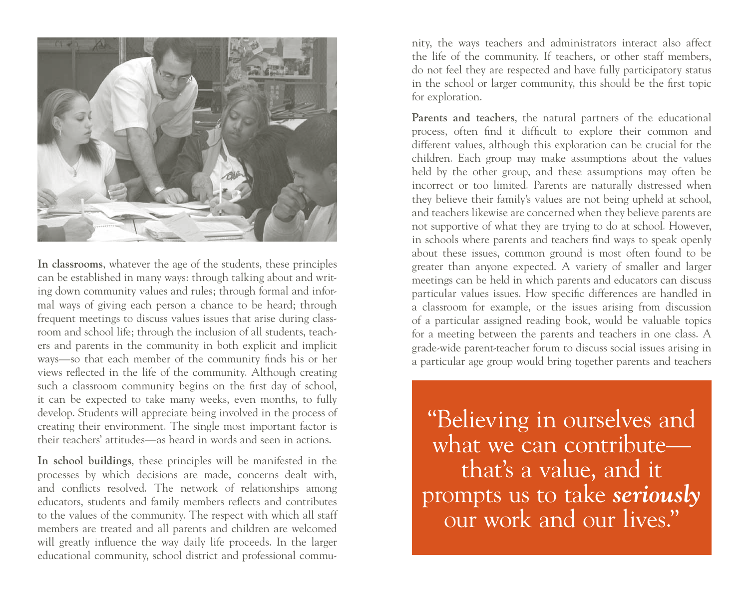**In classrooms**, whatever the age of the students, these principles can be established in many ways: through talking about and writing down community values and rules; through formal and informal ways of giving each person a chance to be heard; through frequent meetings to discuss values issues that arise during classroom and school life; through the inclusion of all students, teachers and parents in the community in both explicit and implicit ways—so that each member of the community finds his or her views reflected in the life of the community. Although creating such a classroom community begins on the first day of school, it can be expected to take many weeks, even months, to fully develop. Students will appreciate being involved in the process of creating their environment. The single most important factor is their teachers' attitudes—as heard in words and seen in actions.

**In school buildings**, these principles will be manifested in the processes by which decisions are made, concerns dealt with, and conflicts resolved. The network of relationships among educators, students and family members reflects and contributes to the values of the community. The respect with which all staff members are treated and all parents and children are welcomed will greatly influence the way daily life proceeds. In the larger educational community, school district and professional community, the ways teachers and administrators interact also affect the life of the community. If teachers, or other staff members, do not feel they are respected and have fully participatory status in the school or larger community, this should be the first topic for exploration.

**Parents and teachers**, the natural partners of the educational process, often find it difficult to explore their common and different values, although this exploration can be crucial for the children. Each group may make assumptions about the values held by the other group, and these assumptions may often be incorrect or too limited. Parents are naturally distressed when they believe their family's values are not being upheld at school, and teachers likewise are concerned when they believe parents are not supportive of what they are trying to do at school. However, in schools where parents and teachers find ways to speak openly about these issues, common ground is most often found to be greater than anyone expected. A variety of smaller and larger meetings can be held in which parents and educators can discuss particular values issues. How specific differences are handled in a classroom for example, or the issues arising from discussion of a particular assigned reading book, would be valuable topics for a meeting between the parents and teachers in one class. A grade-wide parent-teacher forum to discuss social issues arising in a particular age group would bring together parents and teachers

> "Believing in ourselves and what we can contribute—that's a value, and it prompts us to take ***seriously*** our work and our lives."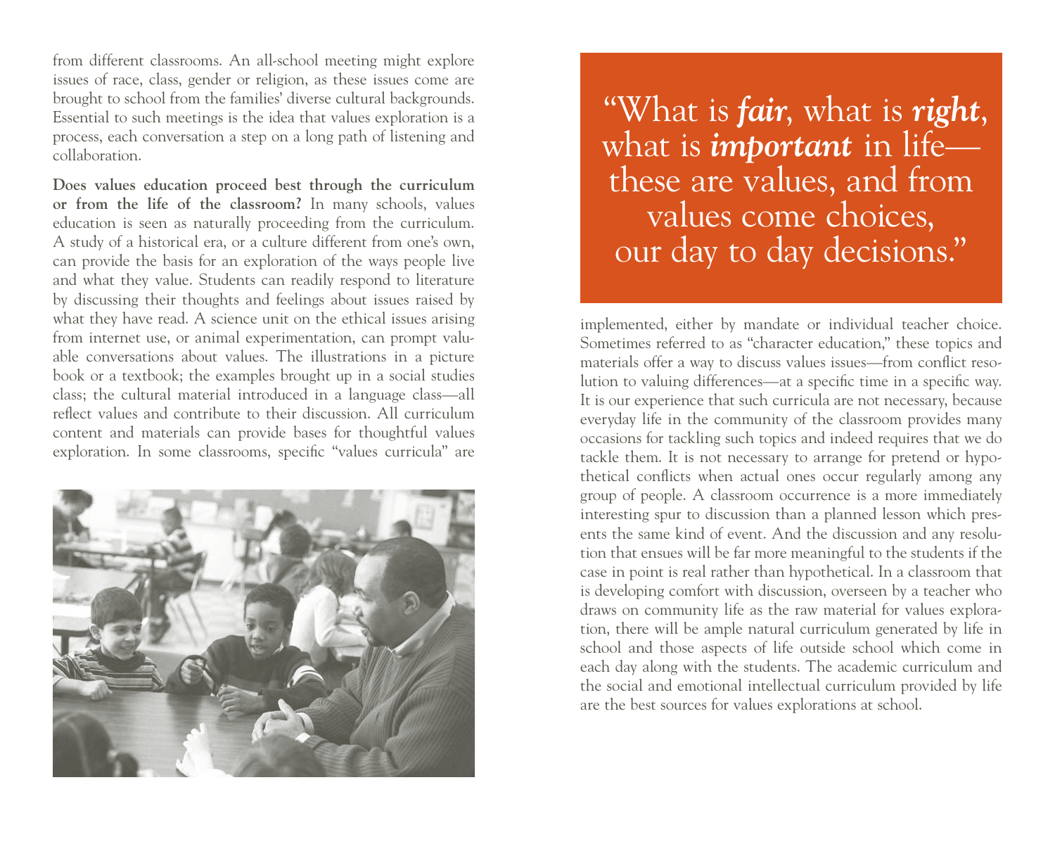from different classrooms. An all-school meeting might explore issues of race, class, gender or religion, as these issues come are brought to school from the families' diverse cultural backgrounds. Essential to such meetings is the idea that values exploration is a process, each conversation a step on a long path of listening and collaboration.

**Does values education proceed best through the curriculum or from the life of the classroom?** In many schools, values education is seen as naturally proceeding from the curriculum. A study of a historical era, or a culture different from one's own, can provide the basis for an exploration of the ways people live and what they value. Students can readily respond to literature by discussing their thoughts and feelings about issues raised by what they have read. A science unit on the ethical issues arising from internet use, or animal experimentation, can prompt valuable conversations about values. The illustrations in a picture book or a textbook; the examples brought up in a social studies class; the cultural material introduced in a language class—all reflect values and contribute to their discussion. All curriculum content and materials can provide bases for thoughtful values exploration. In some classrooms, specific "values curricula" are implemented, either by mandate or individual teacher choice. Sometimes referred to as "character education," these topics and materials offer a way to discuss values issues—from conflict resolution to valuing differences—at a specific time in a specific way. It is our experience that such curricula are not necessary, because everyday life in the community of the classroom provides many occasions for tackling such topics and indeed requires that we do tackle them. It is not necessary to arrange for pretend or hypothetical conflicts when actual ones occur regularly among any group of people. A classroom occurrence is a more immediately interesting spur to discussion than a planned lesson which presents the same kind of event. And the discussion and any resolution that ensues will be far more meaningful to the students if the case in point is real rather than hypothetical. In a classroom that is developing comfort with discussion, overseen by a teacher who draws on community life as the raw material for values exploration, there will be ample natural curriculum generated by life in school and those aspects of life outside school which come in each day along with the students. The academic curriculum and the social and emotional intellectual curriculum provided by life are the best sources for values explorations at school.

> "What is ***fair***, what is ***right***, what is ***important*** in life—these are values, and from values come choices, our day to day decisions."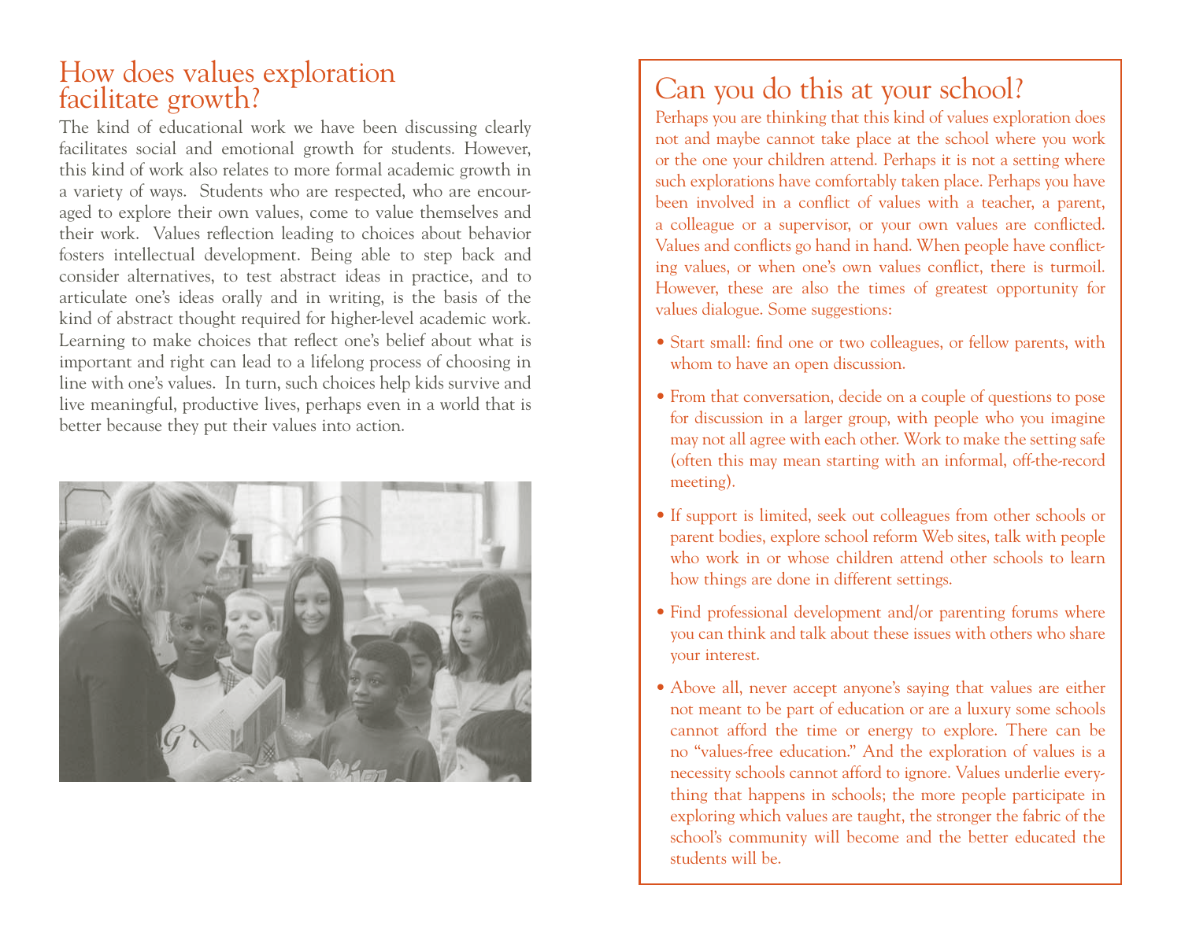## How does values exploration facilitate growth?

The kind of educational work we have been discussing clearly facilitates social and emotional growth for students. However, this kind of work also relates to more formal academic growth in a variety of ways. Students who are respected, who are encouraged to explore their own values, come to value themselves and their work. Values reflection leading to choices about behavior fosters intellectual development. Being able to step back and consider alternatives, to test abstract ideas in practice, and to articulate one's ideas orally and in writing, is the basis of the kind of abstract thought required for higher-level academic work. Learning to make choices that reflect one's belief about what is important and right can lead to a lifelong process of choosing in line with one's values. In turn, such choices help kids survive and live meaningful, productive lives, perhaps even in a world that is better because they put their values into action.

## Can you do this at your school?

Perhaps you are thinking that this kind of values exploration does not and maybe cannot take place at the school where you work or the one your children attend. Perhaps it is not a setting where such explorations have comfortably taken place. Perhaps you have been involved in a conflict of values with a teacher, a parent, a colleague or a supervisor, or your own values are conflicted. Values and conflicts go hand in hand. When people have conflicting values, or when one's own values conflict, there is turmoil. However, these are also the times of greatest opportunity for values dialogue. Some suggestions:

- Start small: find one or two colleagues, or fellow parents, with whom to have an open discussion.
- From that conversation, decide on a couple of questions to pose for discussion in a larger group, with people who you imagine may not all agree with each other. Work to make the setting safe (often this may mean starting with an informal, off-the-record meeting).
- If support is limited, seek out colleagues from other schools or parent bodies, explore school reform Web sites, talk with people who work in or whose children attend other schools to learn how things are done in different settings.
- Find professional development and/or parenting forums where you can think and talk about these issues with others who share your interest.
- Above all, never accept anyone's saying that values are either not meant to be part of education or are a luxury some schools cannot afford the time or energy to explore. There can be no "values-free education." And the exploration of values is a necessity schools cannot afford to ignore. Values underlie everything that happens in schools; the more people participate in exploring which values are taught, the stronger the fabric of the school's community will become and the better educated the students will be.